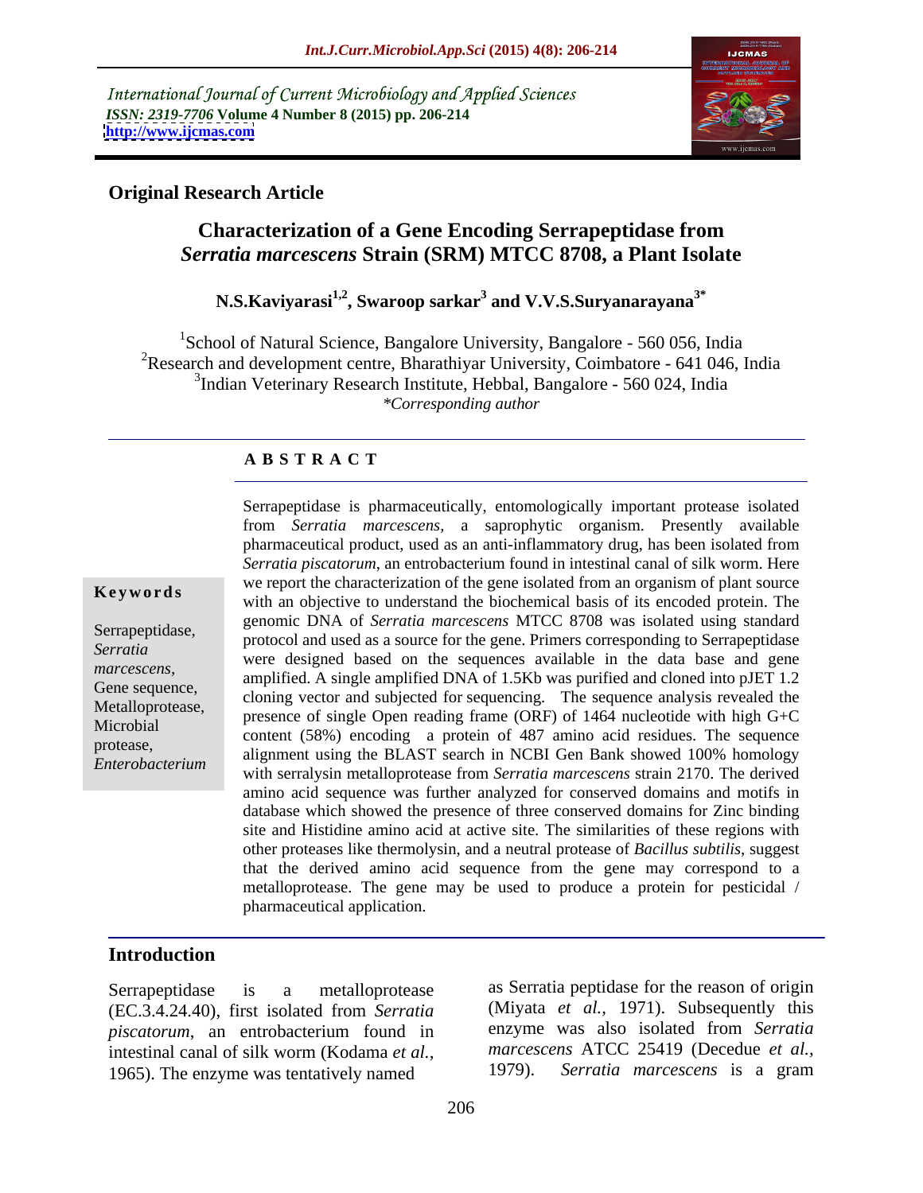International Journal of Current Microbiology and Applied Sciences
*ISSN: 2319-7706* **Volume 4 Number 8 (2015) pp. 206-214**
**http://www.ijcmas.com**

**Original Research Article**

# Characterization of a Gene Encoding Serrapeptidase from *Serratia marcescens* Strain (SRM) MTCC 8708, a Plant Isolate

**N.S.Kaviyarasi[1,2], Swaroop sarkar[3] and V.V.S.Suryanarayana[3*]**

[1]School of Natural Science, Bangalore University, Bangalore - 560 056, India
[2]Research and development centre, Bharathiyar University, Coimbatore - 641 046, India
[3]Indian Veterinary Research Institute, Hebbal, Bangalore - 560 024, India
*\*Corresponding author*

**ABSTRACT**

**Keywords**

Serrapeptidase, *Serratia marcescens*, Gene sequence, Metalloprotease, Microbial protease, *Enterobacterium*

Serrapeptidase is pharmaceutically, entomologically important protease isolated from *Serratia marcescens*, a saprophytic organism. Presently available pharmaceutical product, used as an anti-inflammatory drug, has been isolated from *Serratia piscatorum*, an entrobacterium found in intestinal canal of silk worm. Here we report the characterization of the gene isolated from an organism of plant source with an objective to understand the biochemical basis of its encoded protein. The genomic DNA of *Serratia marcescens* MTCC 8708 was isolated using standard protocol and used as a source for the gene. Primers corresponding to Serrapeptidase were designed based on the sequences available in the data base and gene amplified. A single amplified DNA of 1.5Kb was purified and cloned into pJET 1.2 cloning vector and subjected for sequencing. The sequence analysis revealed the presence of single Open reading frame (ORF) of 1464 nucleotide with high G+C content (58%) encoding a protein of 487 amino acid residues. The sequence alignment using the BLAST search in NCBI Gen Bank showed 100% homology with serralysin metalloprotease from *Serratia marcescens* strain 2170. The derived amino acid sequence was further analyzed for conserved domains and motifs in database which showed the presence of three conserved domains for Zinc binding site and Histidine amino acid at active site. The similarities of these regions with other proteases like thermolysin, and a neutral protease of *Bacillus subtilis,* suggest that the derived amino acid sequence from the gene may correspond to a metalloprotease. The gene may be used to produce a protein for pesticidal / pharmaceutical application.

## Introduction

Serrapeptidase is a metalloprotease (EC.3.4.24.40), first isolated from *Serratia piscatorum*, an entrobacterium found in intestinal canal of silk worm (Kodama *et al.,* 1965). The enzyme was tentatively named as Serratia peptidase for the reason of origin (Miyata *et al.,* 1971). Subsequently this enzyme was also isolated from *Serratia marcescens* ATCC 25419 (Decedue *et al.,* 1979). *Serratia marcescens* is a gram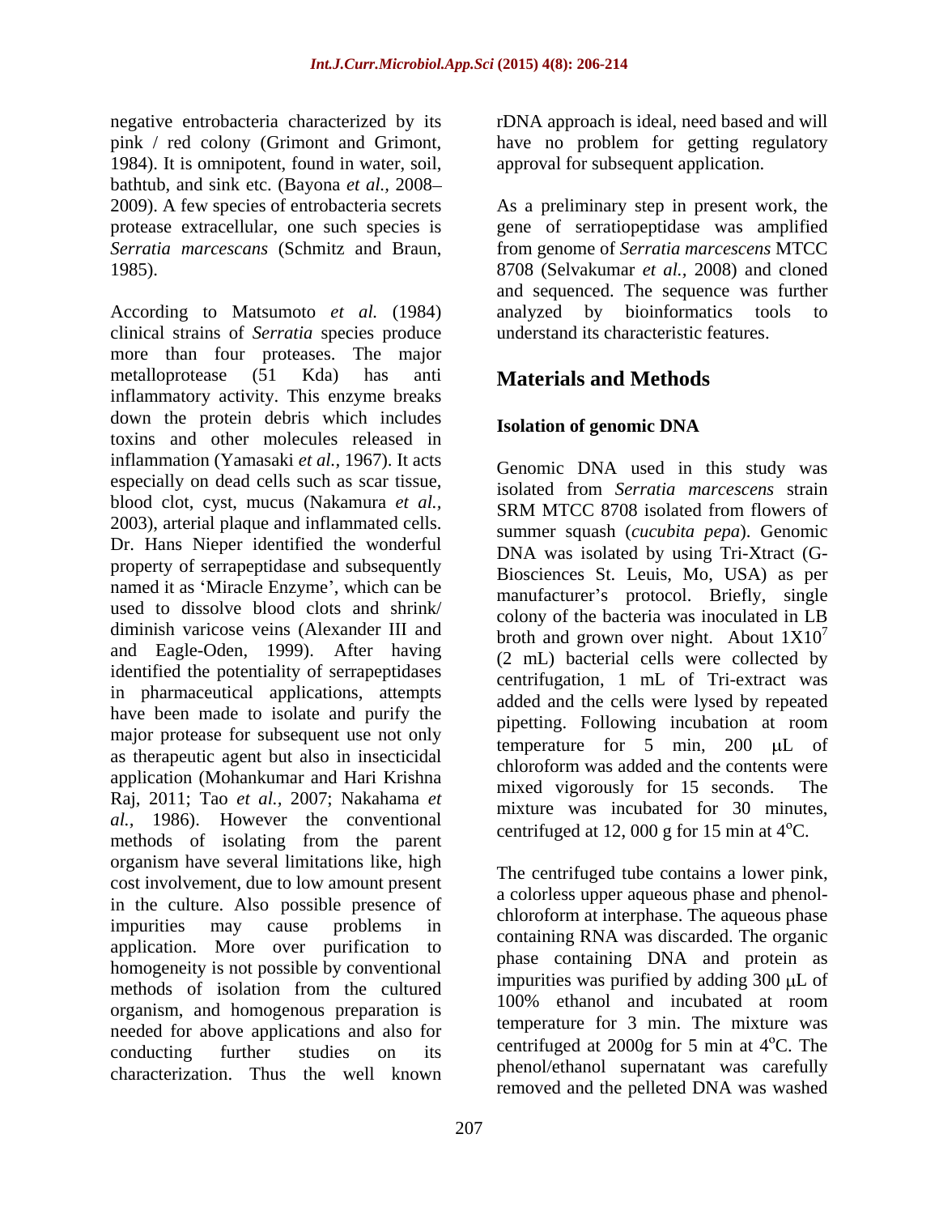negative entrobacteria characterized by its pink / red colony (Grimont and Grimont, 1984). It is omnipotent, found in water, soil, bathtub, and sink etc. (Bayona *et al.*, 2008–2009). A few species of entrobacteria secrets protease extracellular, one such species is *Serratia marcescans* (Schmitz and Braun, 1985).

According to Matsumoto *et al.* (1984) clinical strains of *Serratia* species produce more than four proteases. The major metalloprotease (51 Kda) has anti inflammatory activity. This enzyme breaks down the protein debris which includes toxins and other molecules released in inflammation (Yamasaki *et al.*, 1967). It acts especially on dead cells such as scar tissue, blood clot, cyst, mucus (Nakamura *et al.*, 2003), arterial plaque and inflammated cells. Dr. Hans Nieper identified the wonderful property of serrapeptidase and subsequently named it as 'Miracle Enzyme', which can be used to dissolve blood clots and shrink/ diminish varicose veins (Alexander III and and Eagle-Oden, 1999). After having identified the potentiality of serrapeptidases in pharmaceutical applications, attempts have been made to isolate and purify the major protease for subsequent use not only as therapeutic agent but also in insecticidal application (Mohankumar and Hari Krishna Raj, 2011; Tao *et al.*, 2007; Nakahama *et al.*, 1986). However the conventional methods of isolating from the parent organism have several limitations like, high cost involvement, due to low amount present in the culture. Also possible presence of impurities may cause problems in application. More over purification to homogeneity is not possible by conventional methods of isolation from the cultured organism, and homogenous preparation is needed for above applications and also for conducting further studies on its characterization. Thus the well known rDNA approach is ideal, need based and will have no problem for getting regulatory approval for subsequent application.

As a preliminary step in present work, the gene of serratiopeptidase was amplified from genome of *Serratia marcescens* MTCC 8708 (Selvakumar *et al.*, 2008) and cloned and sequenced. The sequence was further analyzed by bioinformatics tools to understand its characteristic features.

## Materials and Methods

### Isolation of genomic DNA

Genomic DNA used in this study was isolated from *Serratia marcescens* strain SRM MTCC 8708 isolated from flowers of summer squash (*cucubita pepa*). Genomic DNA was isolated by using Tri-Xtract (G-Biosciences St. Leuis, Mo, USA) as per manufacturer's protocol. Briefly, single colony of the bacteria was inoculated in LB broth and grown over night. About $1X10^7$ (2 mL) bacterial cells were collected by centrifugation, 1 mL of Tri-extract was added and the cells were lysed by repeated pipetting. Following incubation at room temperature for 5 min, 200 μL of chloroform was added and the contents were mixed vigorously for 15 seconds. The mixture was incubated for 30 minutes, centrifuged at 12, 000 g for 15 min at 4°C.

The centrifuged tube contains a lower pink, a colorless upper aqueous phase and phenol-chloroform at interphase. The aqueous phase containing RNA was discarded. The organic phase containing DNA and protein as impurities was purified by adding 300 μL of 100% ethanol and incubated at room temperature for 3 min. The mixture was centrifuged at 2000g for 5 min at 4°C. The phenol/ethanol supernatant was carefully removed and the pelleted DNA was washed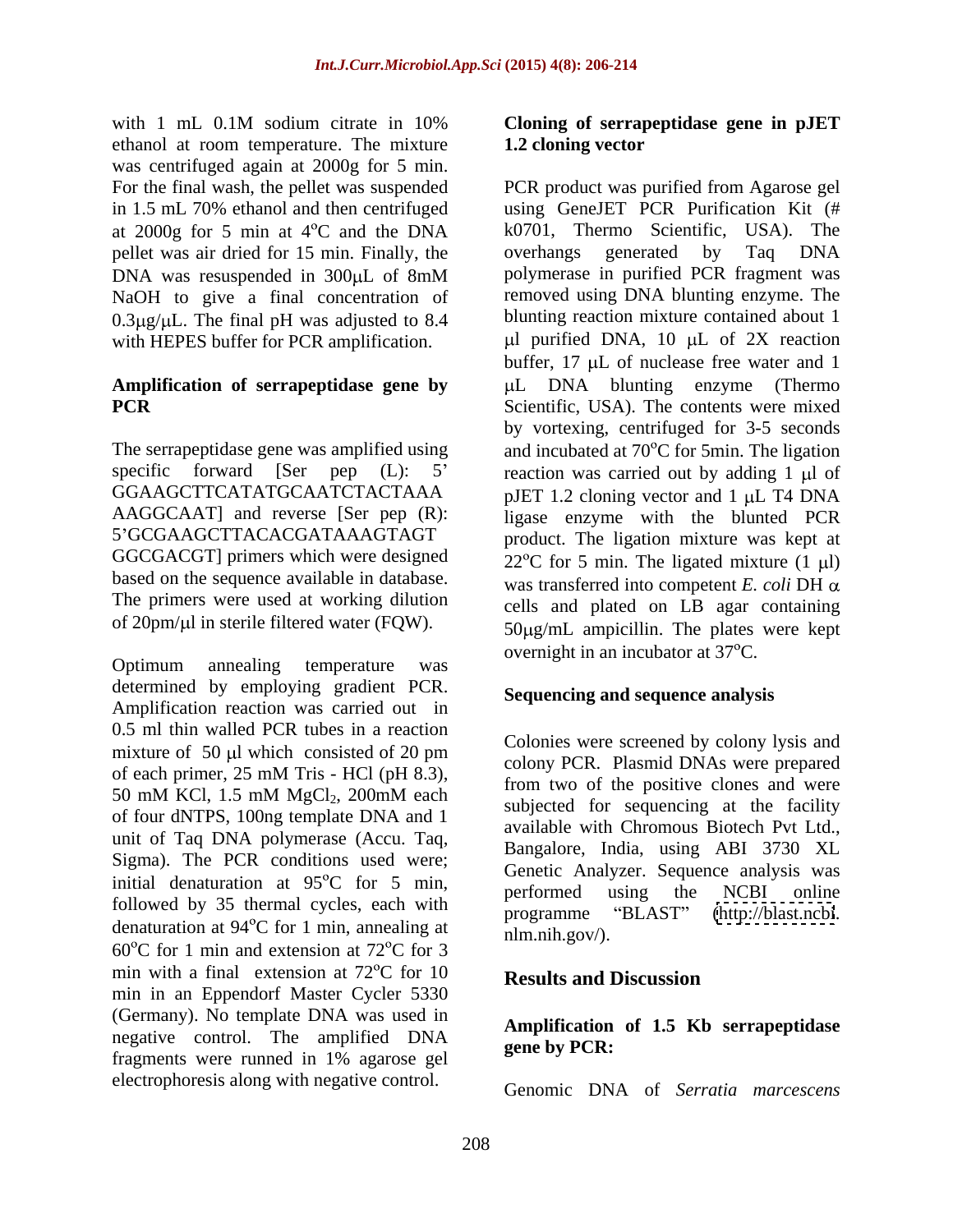with 1 mL 0.1M sodium citrate in 10% ethanol at room temperature. The mixture was centrifuged again at 2000g for 5 min. For the final wash, the pellet was suspended in 1.5 mL 70% ethanol and then centrifuged at 2000g for 5 min at 4$^o$C and the DNA pellet was air dried for 15 min. Finally, the DNA was resuspended in 300μL of 8mM NaOH to give a final concentration of 0.3μg/μL. The final pH was adjusted to 8.4 with HEPES buffer for PCR amplification.

### Amplification of serrapeptidase gene by PCR

The serrapeptidase gene was amplified using specific forward [Ser pep (L): 5' GGAAGCTTCATATGCAATCTACTAAA AAGGCAAT] and reverse [Ser pep (R): 5'GCGAAGCTTACACGATAAAGTAGT GGCGACGT] primers which were designed based on the sequence available in database. The primers were used at working dilution of 20pm/μl in sterile filtered water (FQW).

Optimum annealing temperature was determined by employing gradient PCR. Amplification reaction was carried out in 0.5 ml thin walled PCR tubes in a reaction mixture of 50 μl which consisted of 20 pm of each primer, 25 mM Tris - HCl (pH 8.3), 50 mM KCl, 1.5 mM $MgCl_2$, 200mM each of four dNTPS, 100ng template DNA and 1 unit of Taq DNA polymerase (Accu. Taq, Sigma). The PCR conditions used were; initial denaturation at 95$^o$C for 5 min, followed by 35 thermal cycles, each with denaturation at 94$^o$C for 1 min, annealing at 60$^o$C for 1 min and extension at 72$^o$C for 3 min with a final extension at 72$^o$C for 10 min in an Eppendorf Master Cycler 5330 (Germany). No template DNA was used in negative control. The amplified DNA fragments were runned in 1% agarose gel electrophoresis along with negative control.

### Cloning of serrapeptidase gene in pJET 1.2 cloning vector

PCR product was purified from Agarose gel using GeneJET PCR Purification Kit (# k0701, Thermo Scientific, USA). The overhangs generated by Taq DNA polymerase in purified PCR fragment was removed using DNA blunting enzyme. The blunting reaction mixture contained about 1 μl purified DNA, 10 μL of 2X reaction buffer, 17 μL of nuclease free water and 1 μL DNA blunting enzyme (Thermo Scientific, USA). The contents were mixed by vortexing, centrifuged for 3-5 seconds and incubated at 70$^o$C for 5min. The ligation reaction was carried out by adding 1 μl of pJET 1.2 cloning vector and 1 μL T4 DNA ligase enzyme with the blunted PCR product. The ligation mixture was kept at 22ºC for 5 min. The ligated mixture (1 μl) was transferred into competent *E. coli* DH α cells and plated on LB agar containing 50μg/mL ampicillin. The plates were kept overnight in an incubator at 37$^o$C.

### Sequencing and sequence analysis

Colonies were screened by colony lysis and colony PCR. Plasmid DNAs were prepared from two of the positive clones and were subjected for sequencing at the facility available with Chromous Biotech Pvt Ltd., Bangalore, India, using ABI 3730 XL Genetic Analyzer. Sequence analysis was performed using the NCBI online programme "BLAST" (http://blast.ncbi.nlm.nih.gov/).

## Results and Discussion

### Amplification of 1.5 Kb serrapeptidase gene by PCR:

Genomic DNA of *Serratia marcescens*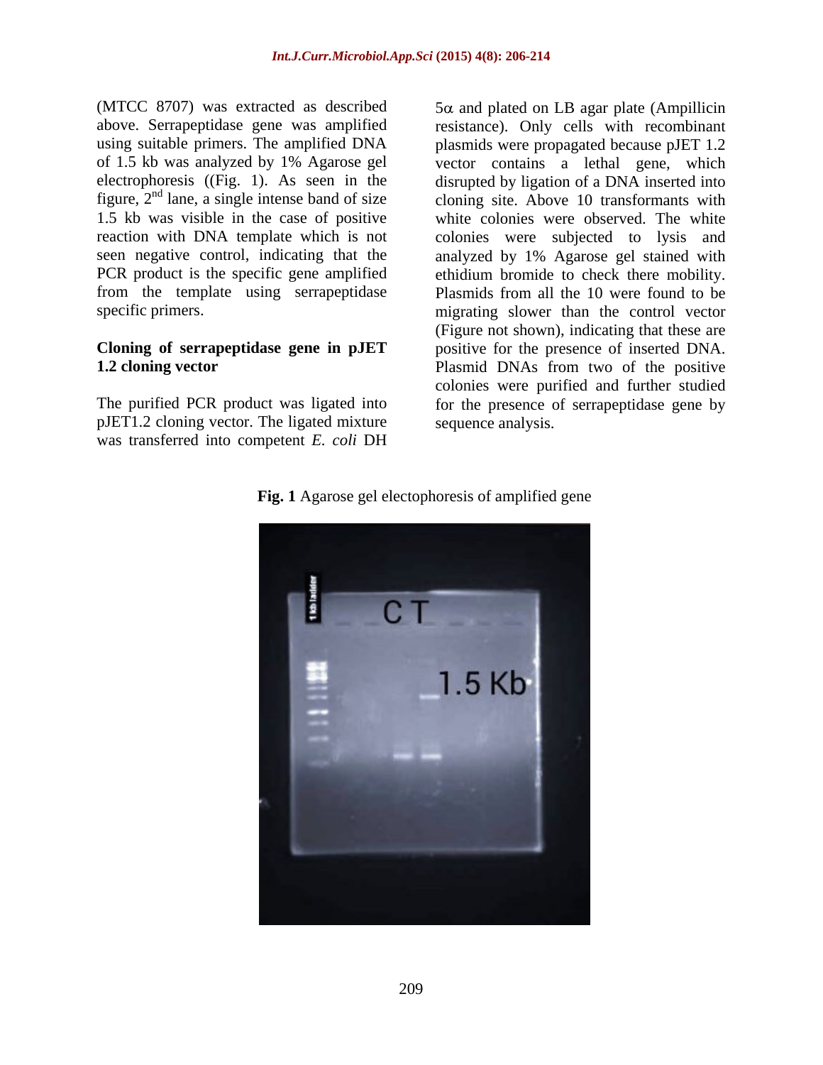(MTCC 8707) was extracted as described above. Serrapeptidase gene was amplified using suitable primers. The amplified DNA of 1.5 kb was analyzed by 1% Agarose gel electrophoresis ((Fig. 1). As seen in the figure, 2[nd] lane, a single intense band of size 1.5 kb was visible in the case of positive reaction with DNA template which is not seen negative control, indicating that the PCR product is the specific gene amplified from the template using serrapeptidase specific primers.

**Cloning of serrapeptidase gene in pJET 1.2 cloning vector**

The purified PCR product was ligated into pJET1.2 cloning vector. The ligated mixture was transferred into competent *E. coli* DH 5α and plated on LB agar plate (Ampillicin resistance). Only cells with recombinant plasmids were propagated because pJET 1.2 vector contains a lethal gene, which disrupted by ligation of a DNA inserted into cloning site. Above 10 transformants with white colonies were observed. The white colonies were subjected to lysis and analyzed by 1% Agarose gel stained with ethidium bromide to check there mobility. Plasmids from all the 10 were found to be migrating slower than the control vector (Figure not shown), indicating that these are positive for the presence of inserted DNA. Plasmid DNAs from two of the positive colonies were purified and further studied for the presence of serrapeptidase gene by sequence analysis.

**Fig. 1** Agarose gel electophoresis of amplified gene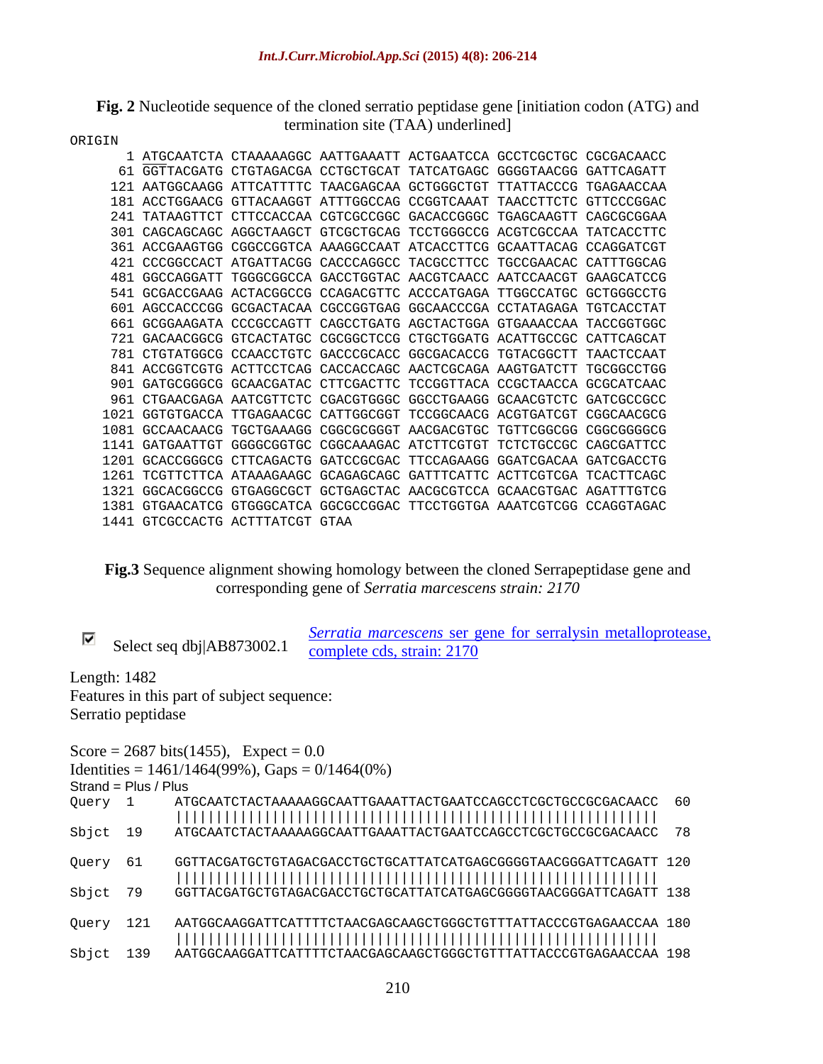**Fig. 2** Nucleotide sequence of the cloned serratio peptidase gene [initiation codon (ATG) and termination site (TAA) underlined]

```
ORIGIN
        1 ATGCAATCTA CTAAAAAGGC AATTGAAATT ACTGAATCCA GCCTCGCTGC CGCGACAACC
       61 GGTTACGATG CTGTAGACGA CCTGCTGCAT TATCATGAGC GGGGTAACGG GATTCAGATT
      121 AATGGCAAGG ATTCATTTTC TAACGAGCAA GCTGGGCTGT TTATTACCCG TGAGAACCAA
      181 ACCTGGAACG GTTACAAGGT ATTTGGCCAG CCGGTCAAAT TAACCTTCTC GTTCCCGGAC
      241 TATAAGTTCT CTTCCACCAA CGTCGCCGGC GACACCGGGC TGAGCAAGTT CAGCGCGGAA
      301 CAGCAGCAGC AGGCTAAGCT GTCGCTGCAG TCCTGGGCCG ACGTCGCCAA TATCACCTTC
      361 ACCGAAGTGG CGGCCGGTCA AAAGGCCAAT ATCACCTTCG GCAATTACAG CCAGGATCGT
      421 CCCGGCCACT ATGATTACGG CACCCAGGCC TACGCCTTCC TGCCGAACAC CATTTGGCAG
      481 GGCCAGGATT TGGGCGGCCA GACCTGGTAC AACGTCAACC AATCCAACGT GAAGCATCCG
      541 GCGACCGAAG ACTACGGCCG CCAGACGTTC ACCCATGAGA TTGGCCATGC GCTGGGCCTG
      601 AGCCACCCGG GCGACTACAA CGCCGGTGAG GGCAACCCGA CCTATAGAGA TGTCACCTAT
      661 GCGGAAGATA CCCGCCAGTT CAGCCTGATG AGCTACTGGA GTGAAACCAA TACCGGTGGC
      721 GACAACGGCG GTCACTATGC CGCGGCTCCG CTGCTGGATG ACATTGCCGC CATTCAGCAT
      781 CTGTATGGCG CCAACCTGTC GACCCGCACC GGCGACACCG TGTACGGCTT TAACTCCAAT
      841 ACCGGTCGTG ACTTCCTCAG CACCACCAGC AACTCGCAGA AAGTGATCTT TGCGGCCTGG
      901 GATGCGGGCG GCAACGATAC CTTCGACTTC TCCGGTTACA CCGCTAACCA GCGCATCAAC
      961 CTGAACGAGA AATCGTTCTC CGACGTGGGC GGCCTGAAGG GCAACGTCTC GATCGCCGCC
     1021 GGTGTGACCA TTGAGAACGC CATTGGCGGT TCCGGCAACG ACGTGATCGT CGGCAACGCG
     1081 GCCAACAACG TGCTGAAAGG CGGCGCGGGT AACGACGTGC TGTTCGGCGG CGGCGGGGCG
     1141 GATGAATTGT GGGGCGGTGC CGGCAAAGAC ATCTTCGTGT TCTCTGCCGC CAGCGATTCC
     1201 GCACCGGGCG CTTCAGACTG GATCCGCGAC TTCCAGAAGG GGATCGACAA GATCGACCTG
     1261 TCGTTCTTCA ATAAAGAAGC GCAGAGCAGC GATTTCATTC ACTTCGTCGA TCACTTCAGC
     1321 GGCACGGCCG GTGAGGCGCT GCTGAGCTAC AACGCGTCCA GCAACGTGAC AGATTTGTCG
     1381 GTGAACATCG GTGGGCATCA GGCGCCGGAC TTCCTGGTGA AAATCGTCGG CCAGGTAGAC
     1441 GTCGCCACTG ACTTTATCGT GTAA
```

**Fig.3** Sequence alignment showing homology between the cloned Serrapeptidase gene and corresponding gene of *Serratia marcescens strain: 2170*

☑ Select seq dbj|AB873002.1 [*Serratia marcescens* ser gene for serralysin metalloprotease, complete cds, strain: 2170]

Length: 1482
Features in this part of subject sequence:
Serratio peptidase

Score = 2687 bits(1455), Expect = 0.0
Identities = 1461/1464(99%), Gaps = 0/1464(0%)
Strand = Plus / Plus

```
Query  1    ATGCAATCTACTAAAAAGGCAATTGAAATTACTGAATCCAGCCTCGCTGCCGCGACAACC  60
            ||||||||||||||||||||||||||||||||||||||||||||||||||||||||||||
Sbjct  19   ATGCAATCTACTAAAAAGGCAATTGAAATTACTGAATCCAGCCTCGCTGCCGCGACAACC  78

Query  61   GGTTACGATGCTGTAGACGACCTGCTGCATTATCATGAGCGGGGTAACGGGATTCAGATT 120
            ||||||||||||||||||||||||||||||||||||||||||||||||||||||||||||
Sbjct  79   GGTTACGATGCTGTAGACGACCTGCTGCATTATCATGAGCGGGGTAACGGGATTCAGATT 138

Query  121  AATGGCAAGGATTCATTTTCTAACGAGCAAGCTGGGCTGTTTATTACCCGTGAGAACCAA 180
            ||||||||||||||||||||||||||||||||||||||||||||||||||||||||||||
Sbjct  139  AATGGCAAGGATTCATTTTCTAACGAGCAAGCTGGGCTGTTTATTACCCGTGAGAACCAA 198
```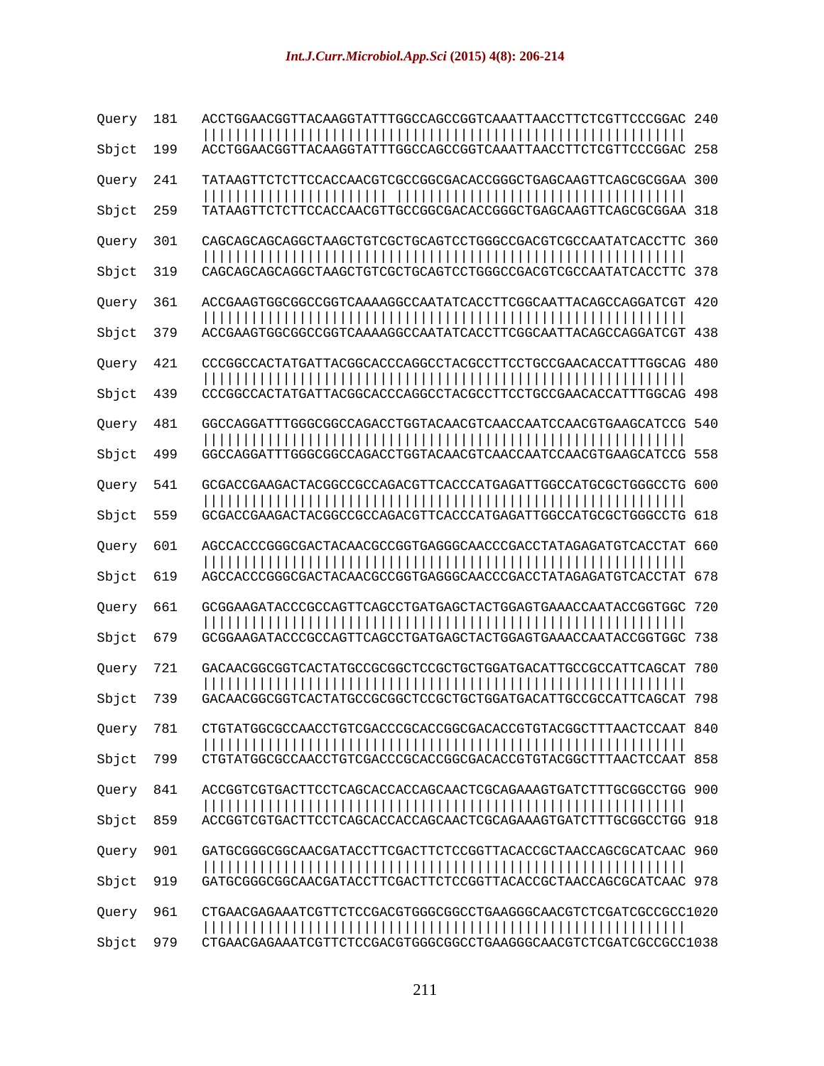```
Query  181   ACCTGGAACGGTTACAAGGTATTTGGCCAGCCGGTCAAATTAACCTTCTCGTTCCCGGAC 240
             ||||||||||||||||||||||||||||||||||||||||||||||||||||||||||||
Sbjct  199   ACCTGGAACGGTTACAAGGTATTTGGCCAGCCGGTCAAATTAACCTTCTCGTTCCCGGAC 258

Query  241   TATAAGTTCTCTTCCACCAACGTCGCCGGCGACACCGGGCTGAGCAAGTTCAGCGCGGAA 300
             ||||||||||||||||||||||| ||||||||||||||||||||||||||||||||||||
Sbjct  259   TATAAGTTCTCTTCCACCAACGTTGCCGGCGACACCGGGCTGAGCAAGTTCAGCGCGGAA 318

Query  301   CAGCAGCAGCAGGCTAAGCTGTCGCTGCAGTCCTGGGCCGACGTCGCCAATATCACCTTC 360
             ||||||||||||||||||||||||||||||||||||||||||||||||||||||||||||
Sbjct  319   CAGCAGCAGCAGGCTAAGCTGTCGCTGCAGTCCTGGGCCGACGTCGCCAATATCACCTTC 378

Query  361   ACCGAAGTGGCGGCCGGTCAAAAGGCCAATATCACCTTCGGCAATTACAGCCAGGATCGT 420
             ||||||||||||||||||||||||||||||||||||||||||||||||||||||||||||
Sbjct  379   ACCGAAGTGGCGGCCGGTCAAAAGGCCAATATCACCTTCGGCAATTACAGCCAGGATCGT 438

Query  421   CCCGGCCACTATGATTACGGCACCCAGGCCTACGCCTTCCTGCCGAACACCATTTGGCAG 480
             ||||||||||||||||||||||||||||||||||||||||||||||||||||||||||||
Sbjct  439   CCCGGCCACTATGATTACGGCACCCAGGCCTACGCCTTCCTGCCGAACACCATTTGGCAG 498

Query  481   GGCCAGGATTTGGGCGGCCAGACCTGGTACAACGTCAACCAATCCAACGTGAAGCATCCG 540
             ||||||||||||||||||||||||||||||||||||||||||||||||||||||||||||
Sbjct  499   GGCCAGGATTTGGGCGGCCAGACCTGGTACAACGTCAACCAATCCAACGTGAAGCATCCG 558

Query  541   GCGACCGAAGACTACGGCCGCCAGACGTTCACCCATGAGATTGGCCATGCGCTGGGCCTG 600
             ||||||||||||||||||||||||||||||||||||||||||||||||||||||||||||
Sbjct  559   GCGACCGAAGACTACGGCCGCCAGACGTTCACCCATGAGATTGGCCATGCGCTGGGCCTG 618

Query  601   AGCCACCCGGGCGACTACAACGCCGGTGAGGGCAACCCGACCTATAGAGATGTCACCTAT 660
             ||||||||||||||||||||||||||||||||||||||||||||||||||||||||||||
Sbjct  619   AGCCACCCGGGCGACTACAACGCCGGTGAGGGCAACCCGACCTATAGAGATGTCACCTAT 678

Query  661   GCGGAAGATACCCGCCAGTTCAGCCTGATGAGCTACTGGAGTGAAACCAATACCGGTGGC 720
             ||||||||||||||||||||||||||||||||||||||||||||||||||||||||||||
Sbjct  679   GCGGAAGATACCCGCCAGTTCAGCCTGATGAGCTACTGGAGTGAAACCAATACCGGTGGC 738

Query  721   GACAACGGCGGTCACTATGCCGCGGCTCCGCTGCTGGATGACATTGCCGCCATTCAGCAT 780
             ||||||||||||||||||||||||||||||||||||||||||||||||||||||||||||
Sbjct  739   GACAACGGCGGTCACTATGCCGCGGCTCCGCTGCTGGATGACATTGCCGCCATTCAGCAT 798

Query  781   CTGTATGGCGCCAACCTGTCGACCCGCACCGGCGACACCGTGTACGGCTTTAACTCCAAT 840
             ||||||||||||||||||||||||||||||||||||||||||||||||||||||||||||
Sbjct  799   CTGTATGGCGCCAACCTGTCGACCCGCACCGGCGACACCGTGTACGGCTTTAACTCCAAT 858

Query  841   ACCGGTCGTGACTTCCTCAGCACCACCAGCAACTCGCAGAAAGTGATCTTTGCGGCCTGG 900
             ||||||||||||||||||||||||||||||||||||||||||||||||||||||||||||
Sbjct  859   ACCGGTCGTGACTTCCTCAGCACCACCAGCAACTCGCAGAAAGTGATCTTTGCGGCCTGG 918

Query  901   GATGCGGGCGGCAACGATACCTTCGACTTCTCCGGTTACACCGCTAACCAGCGCATCAAC 960
             ||||||||||||||||||||||||||||||||||||||||||||||||||||||||||||
Sbjct  919   GATGCGGGCGGCAACGATACCTTCGACTTCTCCGGTTACACCGCTAACCAGCGCATCAAC 978

Query  961   CTGAACGAGAAATCGTTCTCCGACGTGGGCGGCCTGAAGGGCAACGTCTCGATCGCCGCC 1020
             ||||||||||||||||||||||||||||||||||||||||||||||||||||||||||||
Sbjct  979   CTGAACGAGAAATCGTTCTCCGACGTGGGCGGCCTGAAGGGCAACGTCTCGATCGCCGCC 1038
```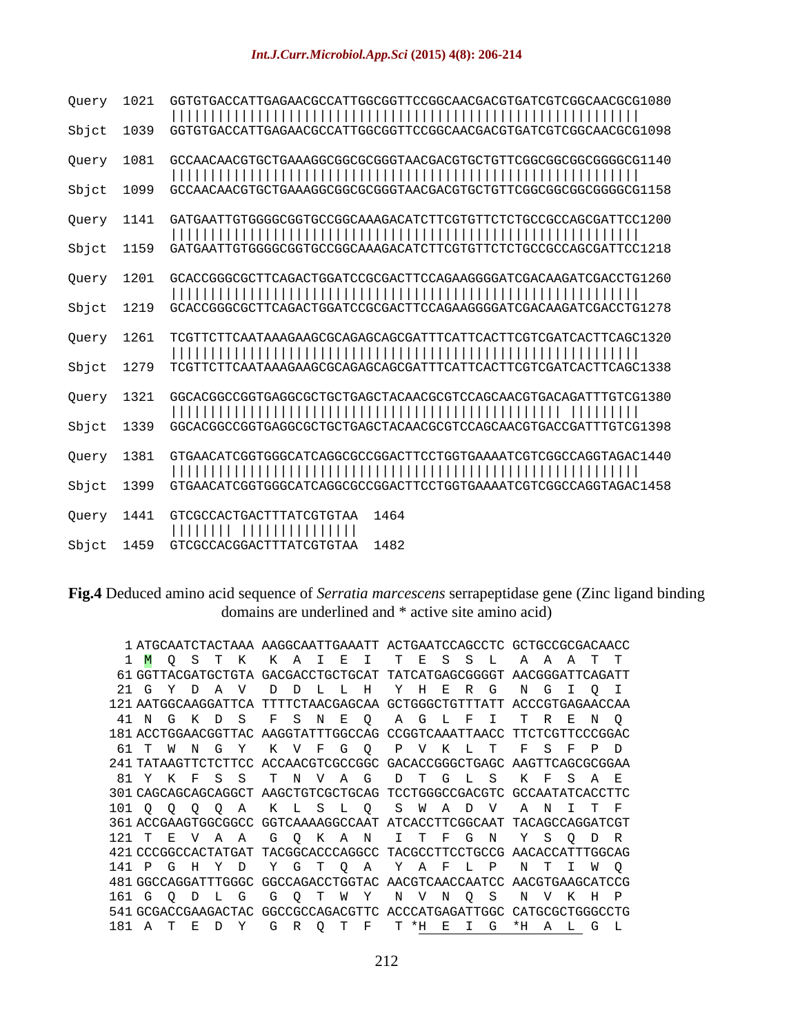```
Query  1021  GGTGTGACCATTGAGAACGCCATTGGCGGTTCCGGCAACGACGTGATCGTCGGCAACGCG1080
             ||||||||||||||||||||||||||||||||||||||||||||||||||||||||||||
Sbjct  1039  GGTGTGACCATTGAGAACGCCATTGGCGGTTCCGGCAACGACGTGATCGTCGGCAACGCG1098

Query  1081  GCCAACAACGTGCTGAAAGGCGGCGCGGGTAACGACGTGCTGTTCGGCGGCGGCGGGGCG1140
             ||||||||||||||||||||||||||||||||||||||||||||||||||||||||||||
Sbjct  1099  GCCAACAACGTGCTGAAAGGCGGCGCGGGTAACGACGTGCTGTTCGGCGGCGGCGGGGCG1158

Query  1141  GATGAATTGTGGGGCGGTGCCGGCAAAGACATCTTCGTGTTCTCTGCCGCCAGCGATTCC1200
             ||||||||||||||||||||||||||||||||||||||||||||||||||||||||||||
Sbjct  1159  GATGAATTGTGGGGCGGTGCCGGCAAAGACATCTTCGTGTTCTCTGCCGCCAGCGATTCC1218

Query  1201  GCACCGGGCGCTTCAGACTGGATCCGCGACTTCCAGAAGGGGATCGACAAGATCGACCTG1260
             ||||||||||||||||||||||||||||||||||||||||||||||||||||||||||||
Sbjct  1219  GCACCGGGCGCTTCAGACTGGATCCGCGACTTCCAGAAGGGGATCGACAAGATCGACCTG1278

Query  1261  TCGTTCTTCAATAAAGAAGCGCAGAGCAGCGATTTCATTCACTTCGTCGATCACTTCAGC1320
             ||||||||||||||||||||||||||||||||||||||||||||||||||||||||||||
Sbjct  1279  TCGTTCTTCAATAAAGAAGCGCAGAGCAGCGATTTCATTCACTTCGTCGATCACTTCAGC1338

Query  1321  GGCACGGCCGGTGAGGCGCTGCTGAGCTACAACGCGTCCAGCAACGTGACAGATTTGTCG1380
             ||||||||||||||||||||||||||||||||||||||||||||||||||| ||||||||
Sbjct  1339  GGCACGGCCGGTGAGGCGCTGCTGAGCTACAACGCGTCCAGCAACGTGACCGATTTGTCG1398

Query  1381  GTGAACATCGGTGGGCATCAGGCGCCGGACTTCCTGGTGAAAATCGTCGGCCAGGTAGAC1440
             ||||||||||||||||||||||||||||||||||||||||||||||||||||||||||||
Sbjct  1399  GTGAACATCGGTGGGCATCAGGCGCCGGACTTCCTGGTGAAAATCGTCGGCCAGGTAGAC1458

Query  1441  GTCGCCACTGACTTTATCGTGTAA  1464
             |||||||| |||||||||||||||
Sbjct  1459  GTCGCCACGGACTTTATCGTGTAA  1482
```

**Fig.4** Deduced amino acid sequence of *Serratia marcescens* serrapeptidase gene (Zinc ligand binding domains are underlined and * active site amino acid)

```
  1 ATGCAATCTACTAAA AAGGCAATTGAAATT ACTGAATCCAGCCTC GCTGCCGCGACAACC
  1 M  Q  S  T  K   K  A  I  E  I   T  E  S  S  L   A  A  A  T  T
 61 GGTTACGATGCTGTA GACGACCTGCTGCAT TATCATGAGCGGGGT AACGGGATTCAGATT
 21 G  Y  D  A  V   D  D  L  L  H   Y  H  E  R  G   N  G  I  Q  I
121 AATGGCAAGGATTCA TTTTCTAACGAGCAA GCTGGGCTGTTTATT ACCCGTGAGAACCAA
 41 N  G  K  D  S   F  S  N  E  Q   A  G  L  F  I   T  R  E  N  Q
181 ACCTGGAACGGTTAC AAGGTATTTGGCCAG CCGGTCAAATTAACC TTCTCGTTCCCGGAC
 61 T  W  N  G  Y   K  V  F  G  Q   P  V  K  L  T   F  S  F  P  D
241 TATAAGTTCTCTTCC ACCAACGTCGCCGGC GACACCGGGCTGAGC AAGTTCAGCGCGGAA
 81 Y  K  F  S  S   T  N  V  A  G   D  T  G  L  S   K  F  S  A  E
301 CAGCAGCAGCAGGCT AAGCTGTCGCTGCAG TCCTGGGCCGACGTC GCCAATATCACCTTC
101 Q  Q  Q  Q  A   K  L  S  L  Q   S  W  A  D  V   A  N  I  T  F
361 ACCGAAGTGGCGGCC GGTCAAAAGGCCAAT ATCACCTTCGGCAAT TACAGCCAGGATCGT
121 T  E  V  A  A   G  Q  K  A  N   I  T  F  G  N   Y  S  Q  D  R
421 CCCGGCCACTATGAT TACGGCACCCAGGCC TACGCCTTCCTGCCG AACACCATTTGGCAG
141 P  G  H  Y  D   Y  G  T  Q  A   Y  A  F  L  P   N  T  I  W  Q
481 GGCCAGGATTTGGGC GGCCAGACCTGGTAC AACGTCAACCAATCC AACGTGAAGCATCCG
161 G  Q  D  L  G   G  Q  T  W  Y   N  V  N  Q  S   N  V  K  H  P
541 GCGACCGAAGACTAC GGCCGCCAGACGTTC ACCCATGAGATTGGC CATGCGCTGGGCCTG
181 A  T  E  D  Y   G  R  Q  T  F   T *H  E  I  G  *H  A  L  G  L
```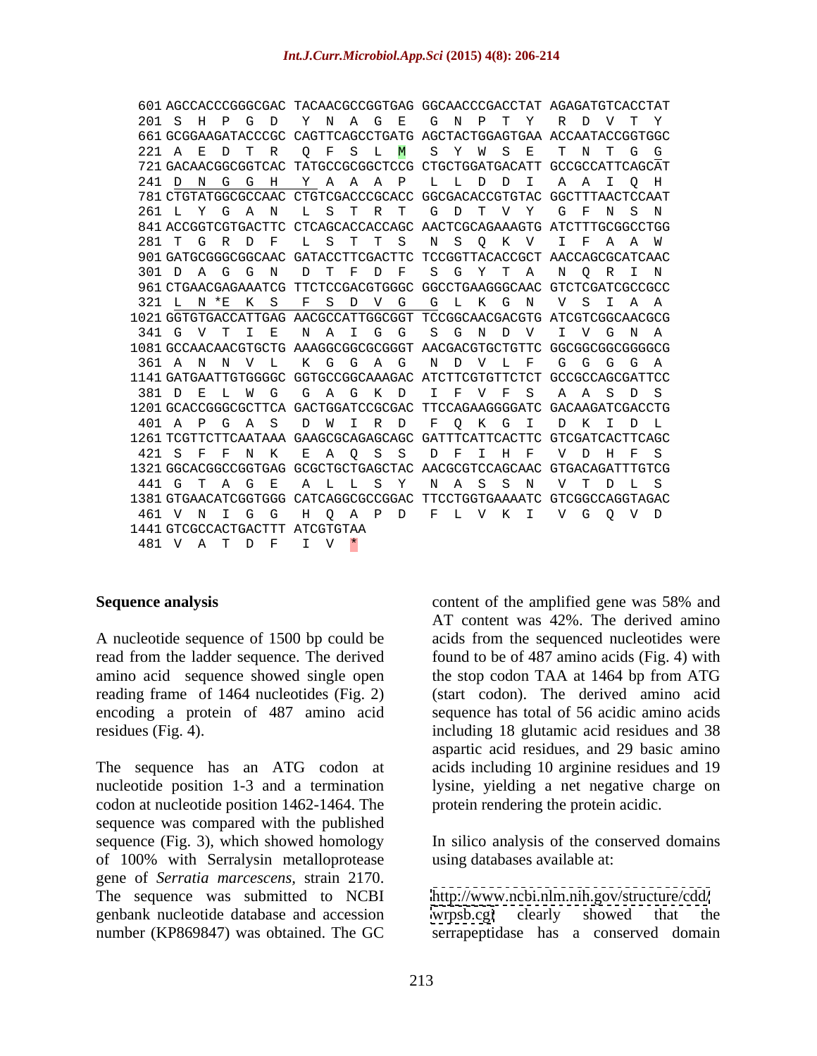```
 601 AGCCACCCGGGCGAC TACAACGCCGGTGAG GGCAACCCGACCTAT AGAGATGTCACCTAT
 201  S  H  P  G  D   Y  N  A  G  E   G  N  P  T  Y   R  D  V  T  Y
 661 GCGGAAGATACCCGC CAGTTCAGCCTGATG AGCTACTGGAGTGAA ACCAATACCGGTGGC
 221  A  E  D  T  R   Q  F  S  L  M   S  Y  W  S  E   T  N  T  G  G
 721 GACAACGGCGGTCAC TATGCCGCGGCTCCG CTGCTGGATGACATT GCCGCCATTCAGCAT
 241  D  N  G  G  H   Y  A  A  A  P   L  L  D  D  I   A  A  I  Q  H
 781 CTGTATGGCGCCAAC CTGTCGACCCGCACC GGCGACACCGTGTAC GGCTTTAACTCCAAT
 261  L  Y  G  A  N   L  S  T  R  T   G  D  T  V  Y   G  F  N  S  N
 841 ACCGGTCGTGACTTC CTCAGCACCACCAGC AACTCGCAGAAAGTG ATCTTTGCGGCCTGG
 281  T  G  R  D  F   L  S  T  T  S   N  S  Q  K  V   I  F  A  A  W
 901 GATGCGGGCGGCAAC GATACCTTCGACTTC TCCGGTTACACCGCT AACCAGCGCATCAAC
 301  D  A  G  G  N   D  T  F  D  F   S  G  Y  T  A   N  Q  R  I  N
 961 CTGAACGAGAAATCG TTCTCCGACGTGGGC GGCCTGAAGGGCAAC GTCTCGATCGCCGCC
 321  L  N *E  K  S   F  S  D  V  G   G  L  K  G  N   V  S  I  A  A
1021 GGTGTGACCATTGAG AACGCCATTGGCGGT TCCGGCAACGACGTG ATCGTCGGCAACGCG
 341  G  V  T  I  E   N  A  I  G  G   S  G  N  D  V   I  V  G  N  A
1081 GCCAACAACGTGCTG AAAGGCGGCGCGGGT AACGACGTGCTGTTC GGCGGCGGCGGGGCG
 361  A  N  N  V  L   K  G  G  A  G   N  D  V  L  F   G  G  G  G  A
1141 GATGAATTGTGGGGC GGTGCCGGCAAAGAC ATCTTCGTGTTCTCT GCCGCCAGCGATTCC
 381  D  E  L  W  G   G  A  G  K  D   I  F  V  F  S   A  A  S  D  S
1201 GCACCGGGCGCTTCA GACTGGATCCGCGAC TTCCAGAAGGGGATC GACAAGATCGACCTG
 401  A  P  G  A  S   D  W  I  R  D   F  Q  K  G  I   D  K  I  D  L
1261 TCGTTCTTCAATAAA GAAGCGCAGAGCAGC GATTTCATTCACTTC GTCGATCACTTCAGC
 421  S  F  F  N  K   E  A  Q  S  S   D  F  I  H  F   V  D  H  F  S
1321 GGCACGGCCGGTGAG GCGCTGCTGAGCTAC AACGCGTCCAGCAAC GTGACAGATTTGTCG
 441  G  T  A  G  E   A  L  L  S  Y   N  A  S  S  N   V  T  D  L  S
1381 GTGAACATCGGTGGG CATCAGGCGCCGGAC TTCCTGGTGAAAATC GTCGGCCAGGTAGAC
 461  V  N  I  G  G   H  Q  A  P  D   F  L  V  K  I   V  G  Q  V  D
1441 GTCGCCACTGACTTT ATCGTGTAA
 481  V  A  T  D  F   I  V  *
```

## Sequence analysis

A nucleotide sequence of 1500 bp could be read from the ladder sequence. The derived amino acid sequence showed single open reading frame of 1464 nucleotides (Fig. 2) encoding a protein of 487 amino acid residues (Fig. 4).

The sequence has an ATG codon at nucleotide position 1-3 and a termination codon at nucleotide position 1462-1464. The sequence was compared with the published sequence (Fig. 3), which showed homology of 100% with Serralysin metalloprotease gene of *Serratia marcescens*, strain 2170. The sequence was submitted to NCBI genbank nucleotide database and accession number (KP869847) was obtained. The GC content of the amplified gene was 58% and AT content was 42%. The derived amino acids from the sequenced nucleotides were found to be of 487 amino acids (Fig. 4) with the stop codon TAA at 1464 bp from ATG (start codon). The derived amino acid sequence has total of 56 acidic amino acids including 18 glutamic acid residues and 38 aspartic acid residues, and 29 basic amino acids including 10 arginine residues and 19 lysine, yielding a net negative charge on protein rendering the protein acidic.

In silico analysis of the conserved domains using databases available at:

http://www.ncbi.nlm.nih.gov/structure/cdd/wrpsb.cgi clearly showed that the serrapeptidase has a conserved domain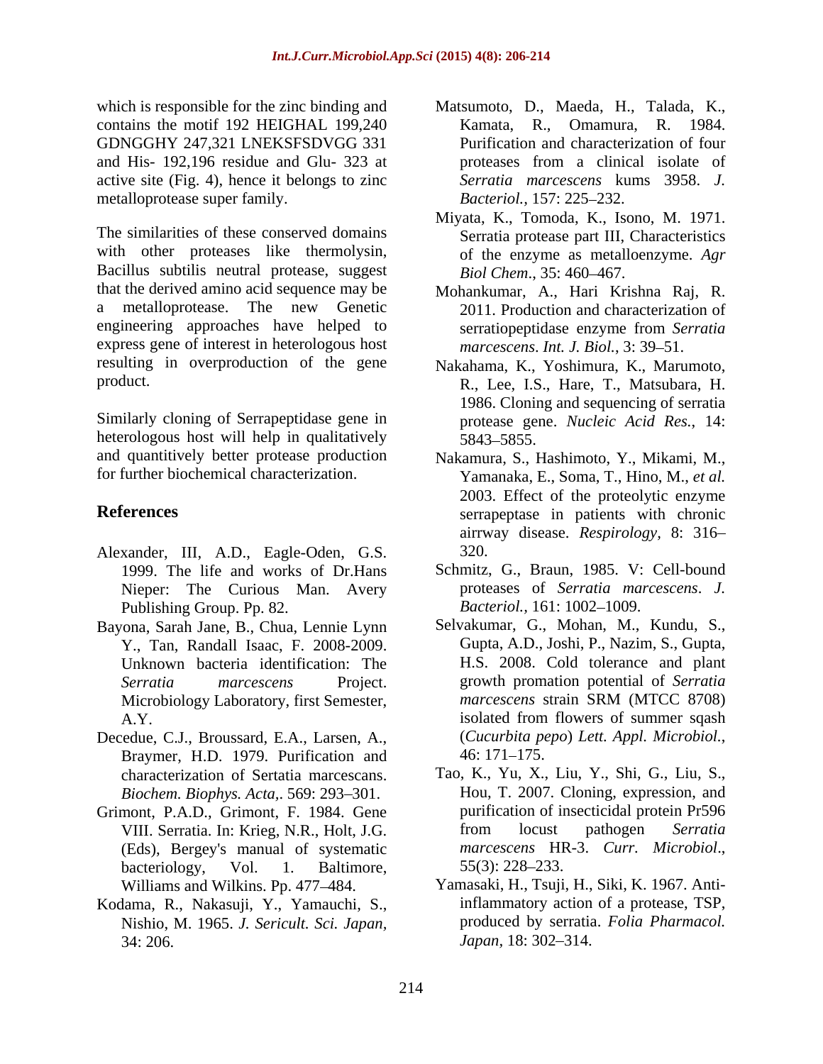which is responsible for the zinc binding and contains the motif 192 HEIGHAL 199,240 GDNGGHY 247,321 LNEKSFSDVGG 331 and His- 192,196 residue and Glu- 323 at active site (Fig. 4), hence it belongs to zinc metalloprotease super family.

The similarities of these conserved domains with other proteases like thermolysin, Bacillus subtilis neutral protease, suggest that the derived amino acid sequence may be a metalloprotease. The new Genetic engineering approaches have helped to express gene of interest in heterologous host resulting in overproduction of the gene product.

Similarly cloning of Serrapeptidase gene in heterologous host will help in qualitatively and quantitively better protease production for further biochemical characterization.

## References

- Alexander, III, A.D., Eagle-Oden, G.S. 1999. The life and works of Dr.Hans Nieper: The Curious Man. Avery Publishing Group. Pp. 82.
- Bayona, Sarah Jane, B., Chua, Lennie Lynn Y., Tan, Randall Isaac, F. 2008-2009. Unknown bacteria identification: The *Serratia marcescens* Project. Microbiology Laboratory, first Semester, A.Y.
- Decedue, C.J., Broussard, E.A., Larsen, A., Braymer, H.D. 1979. Purification and characterization of Sertatia marcescans. *Biochem. Biophys. Acta,*. 569: 293–301.
- Grimont, P.A.D., Grimont, F. 1984. Gene VIII. Serratia. In: Krieg, N.R., Holt, J.G. (Eds), Bergey's manual of systematic bacteriology, Vol. 1. Baltimore, Williams and Wilkins. Pp. 477–484.
- Kodama, R., Nakasuji, Y., Yamauchi, S., Nishio, M. 1965. *J. Sericult. Sci. Japan*, 34: 206.
- Matsumoto, D., Maeda, H., Talada, K., Kamata, R., Omamura, R. 1984. Purification and characterization of four proteases from a clinical isolate of *Serratia marcescens* kums 3958. *J. Bacteriol.,* 157: 225–232.
- Miyata, K., Tomoda, K., Isono, M. 1971. Serratia protease part III, Characteristics of the enzyme as metalloenzyme. *Agr Biol Chem*., 35: 460–467.
- Mohankumar, A., Hari Krishna Raj, R. 2011. Production and characterization of serratiopeptidase enzyme from *Serratia marcescens*. *Int. J. Biol.,* 3: 39–51.
- Nakahama, K., Yoshimura, K., Marumoto, R., Lee, I.S., Hare, T., Matsubara, H. 1986. Cloning and sequencing of serratia protease gene. *Nucleic Acid Res.,* 14: 5843–5855.
- Nakamura, S., Hashimoto, Y., Mikami, M., Yamanaka, E., Soma, T., Hino, M., *et al.* 2003. Effect of the proteolytic enzyme serrapeptase in patients with chronic airway disease. *Respirology,* 8: 316–320.
- Schmitz, G., Braun, 1985. V: Cell-bound proteases of *Serratia marcescens*. *J. Bacteriol.,* 161: 1002–1009.
- Selvakumar, G., Mohan, M., Kundu, S., Gupta, A.D., Joshi, P., Nazim, S., Gupta, H.S. 2008. Cold tolerance and plant growth promation potential of *Serratia marcescens* strain SRM (MTCC 8708) isolated from flowers of summer sqash (*Cucurbita pepo*) *Lett. Appl. Microbiol.,* 46: 171–175.
- Tao, K., Yu, X., Liu, Y., Shi, G., Liu, S., Hou, T. 2007. Cloning, expression, and purification of insecticidal protein Pr596 from locust pathogen *Serratia marcescens* HR-3. *Curr. Microbiol*., 55(3): 228–233.
- Yamasaki, H., Tsuji, H., Siki, K. 1967. Anti-inflammatory action of a protease, TSP, produced by serratia. *Folia Pharmacol. Japan,* 18: 302–314.